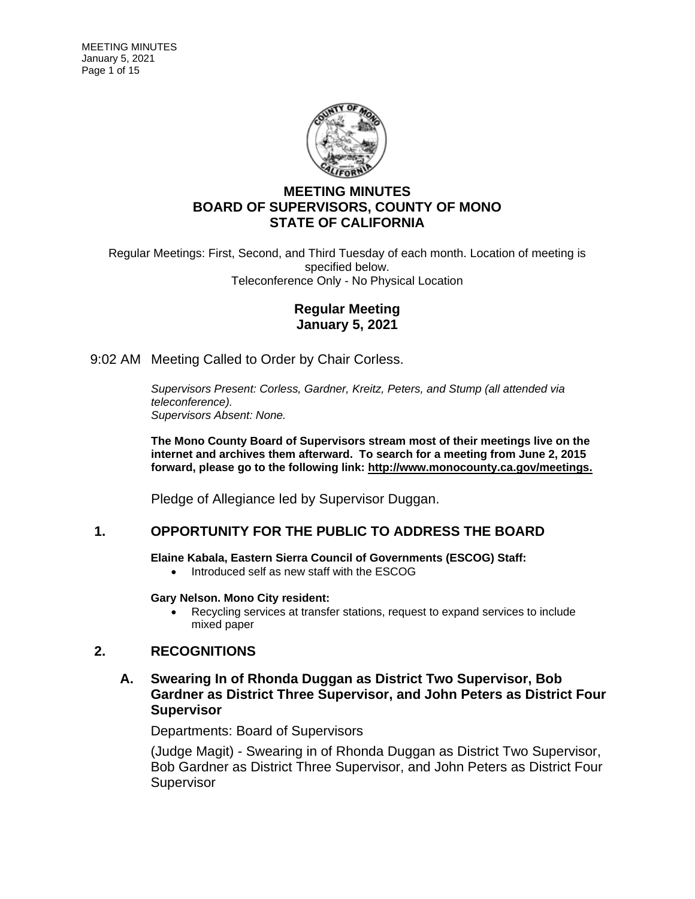# MEETING MINUTES
# BOARD OF SUPERVISORS, COUNTY OF MONO
# STATE OF CALIFORNIA

Regular Meetings: First, Second, and Third Tuesday of each month. Location of meeting is specified below.
Teleconference Only - No Physical Location

## Regular Meeting
## January 5, 2021

9:02 AM Meeting Called to Order by Chair Corless.

*Supervisors Present: Corless, Gardner, Kreitz, Peters, and Stump (all attended via teleconference).*
*Supervisors Absent: None.*

**The Mono County Board of Supervisors stream most of their meetings live on the internet and archives them afterward. To search for a meeting from June 2, 2015 forward, please go to the following link: http://www.monocounty.ca.gov/meetings.**

Pledge of Allegiance led by Supervisor Duggan.

## 1. OPPORTUNITY FOR THE PUBLIC TO ADDRESS THE BOARD

**Elaine Kabala, Eastern Sierra Council of Governments (ESCOG) Staff:**

- Introduced self as new staff with the ESCOG

**Gary Nelson. Mono City resident:**

- Recycling services at transfer stations, request to expand services to include mixed paper

## 2. RECOGNITIONS

### A. Swearing In of Rhonda Duggan as District Two Supervisor, Bob Gardner as District Three Supervisor, and John Peters as District Four Supervisor

Departments: Board of Supervisors

(Judge Magit) - Swearing in of Rhonda Duggan as District Two Supervisor, Bob Gardner as District Three Supervisor, and John Peters as District Four Supervisor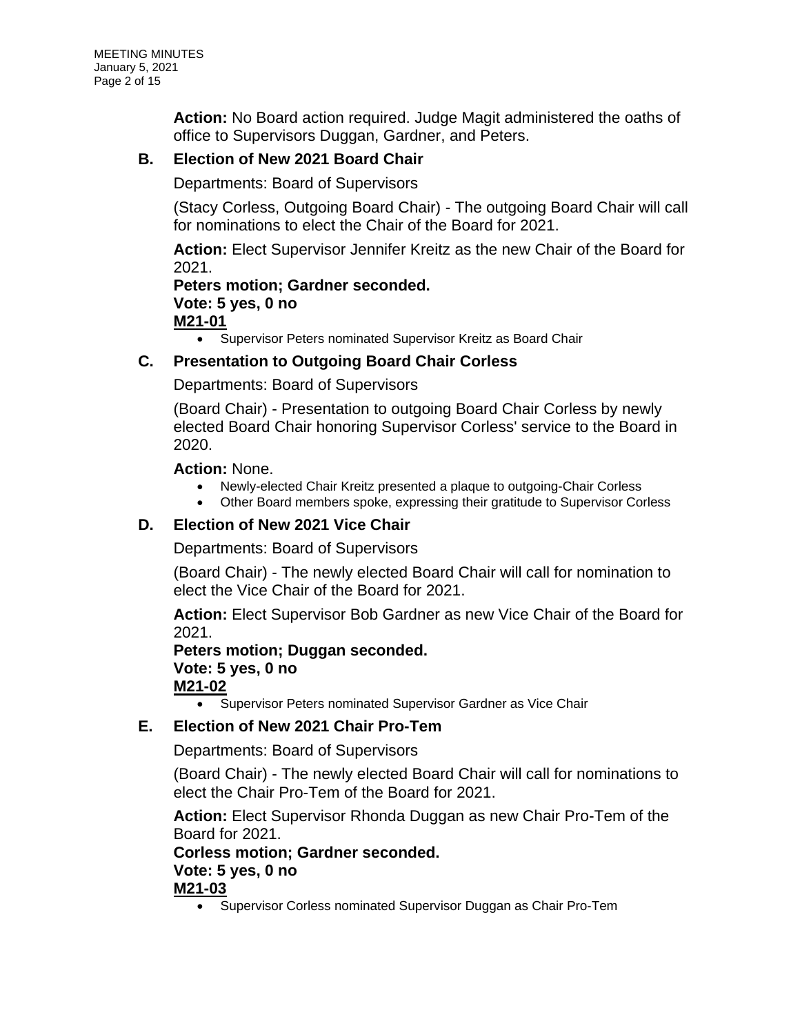**Action:** No Board action required. Judge Magit administered the oaths of office to Supervisors Duggan, Gardner, and Peters.

### B. Election of New 2021 Board Chair

Departments: Board of Supervisors

(Stacy Corless, Outgoing Board Chair) - The outgoing Board Chair will call for nominations to elect the Chair of the Board for 2021.

**Action:** Elect Supervisor Jennifer Kreitz as the new Chair of the Board for 2021.
**Peters motion; Gardner seconded.**
**Vote: 5 yes, 0 no**
**M21-01**

- Supervisor Peters nominated Supervisor Kreitz as Board Chair

### C. Presentation to Outgoing Board Chair Corless

Departments: Board of Supervisors

(Board Chair) - Presentation to outgoing Board Chair Corless by newly elected Board Chair honoring Supervisor Corless' service to the Board in 2020.

**Action:** None.

- Newly-elected Chair Kreitz presented a plaque to outgoing-Chair Corless
- Other Board members spoke, expressing their gratitude to Supervisor Corless

### D. Election of New 2021 Vice Chair

Departments: Board of Supervisors

(Board Chair) - The newly elected Board Chair will call for nomination to elect the Vice Chair of the Board for 2021.

**Action:** Elect Supervisor Bob Gardner as new Vice Chair of the Board for 2021.
**Peters motion; Duggan seconded.**
**Vote: 5 yes, 0 no**
**M21-02**

- Supervisor Peters nominated Supervisor Gardner as Vice Chair

### E. Election of New 2021 Chair Pro-Tem

Departments: Board of Supervisors

(Board Chair) - The newly elected Board Chair will call for nominations to elect the Chair Pro-Tem of the Board for 2021.

**Action:** Elect Supervisor Rhonda Duggan as new Chair Pro-Tem of the Board for 2021.
**Corless motion; Gardner seconded.**
**Vote: 5 yes, 0 no**
**M21-03**

- Supervisor Corless nominated Supervisor Duggan as Chair Pro-Tem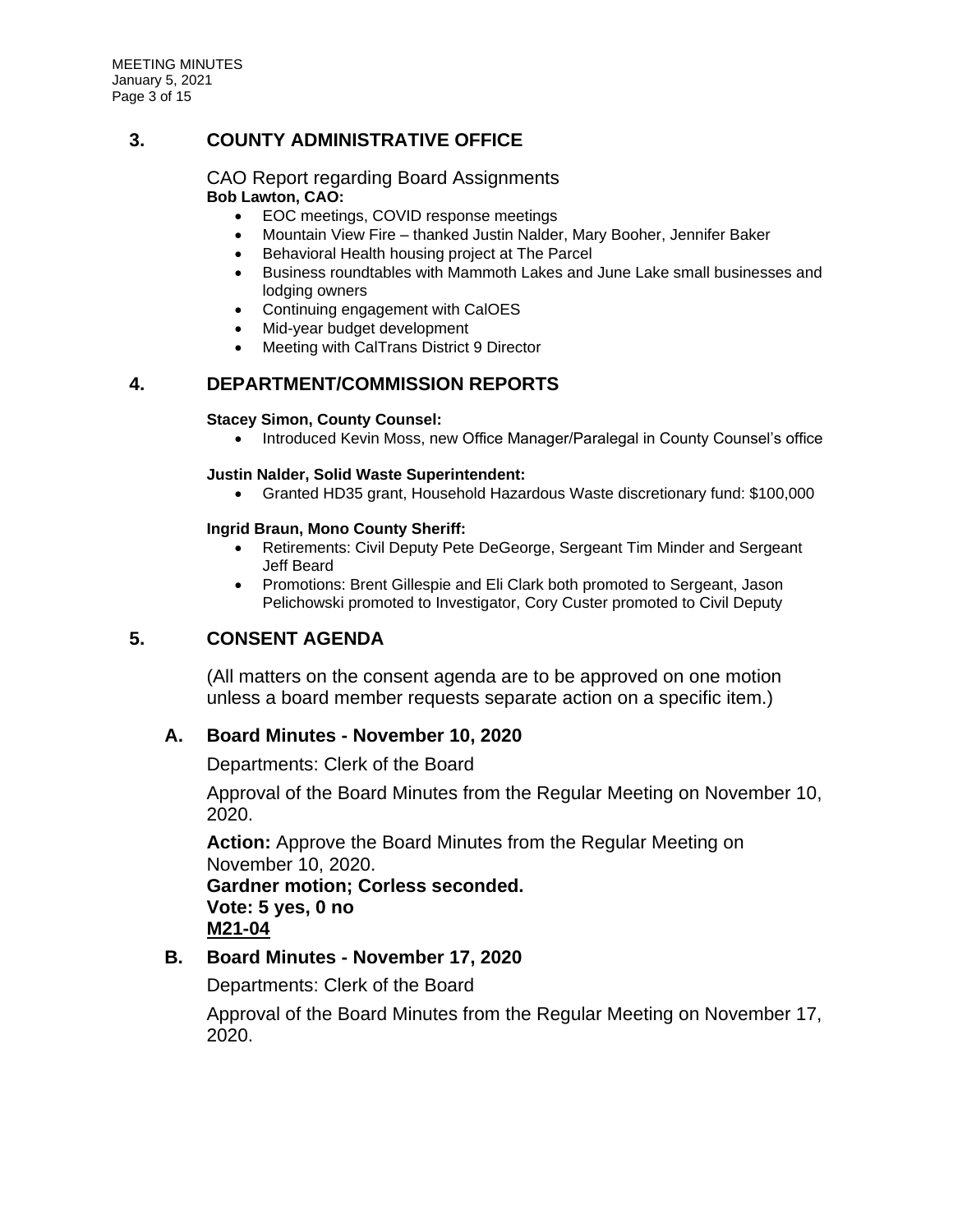## 3. COUNTY ADMINISTRATIVE OFFICE

CAO Report regarding Board Assignments

**Bob Lawton, CAO:**

- EOC meetings, COVID response meetings
- Mountain View Fire – thanked Justin Nalder, Mary Booher, Jennifer Baker
- Behavioral Health housing project at The Parcel
- Business roundtables with Mammoth Lakes and June Lake small businesses and lodging owners
- Continuing engagement with CalOES
- Mid-year budget development
- Meeting with CalTrans District 9 Director

## 4. DEPARTMENT/COMMISSION REPORTS

**Stacey Simon, County Counsel:**

- Introduced Kevin Moss, new Office Manager/Paralegal in County Counsel's office

**Justin Nalder, Solid Waste Superintendent:**

- Granted HD35 grant, Household Hazardous Waste discretionary fund: $100,000

**Ingrid Braun, Mono County Sheriff:**

- Retirements: Civil Deputy Pete DeGeorge, Sergeant Tim Minder and Sergeant Jeff Beard
- Promotions: Brent Gillespie and Eli Clark both promoted to Sergeant, Jason Pelichowski promoted to Investigator, Cory Custer promoted to Civil Deputy

## 5. CONSENT AGENDA

(All matters on the consent agenda are to be approved on one motion unless a board member requests separate action on a specific item.)

### A. Board Minutes - November 10, 2020

Departments: Clerk of the Board

Approval of the Board Minutes from the Regular Meeting on November 10, 2020.

**Action:** Approve the Board Minutes from the Regular Meeting on November 10, 2020.
**Gardner motion; Corless seconded.**
**Vote: 5 yes, 0 no**
**M21-04**

### B. Board Minutes - November 17, 2020

Departments: Clerk of the Board

Approval of the Board Minutes from the Regular Meeting on November 17, 2020.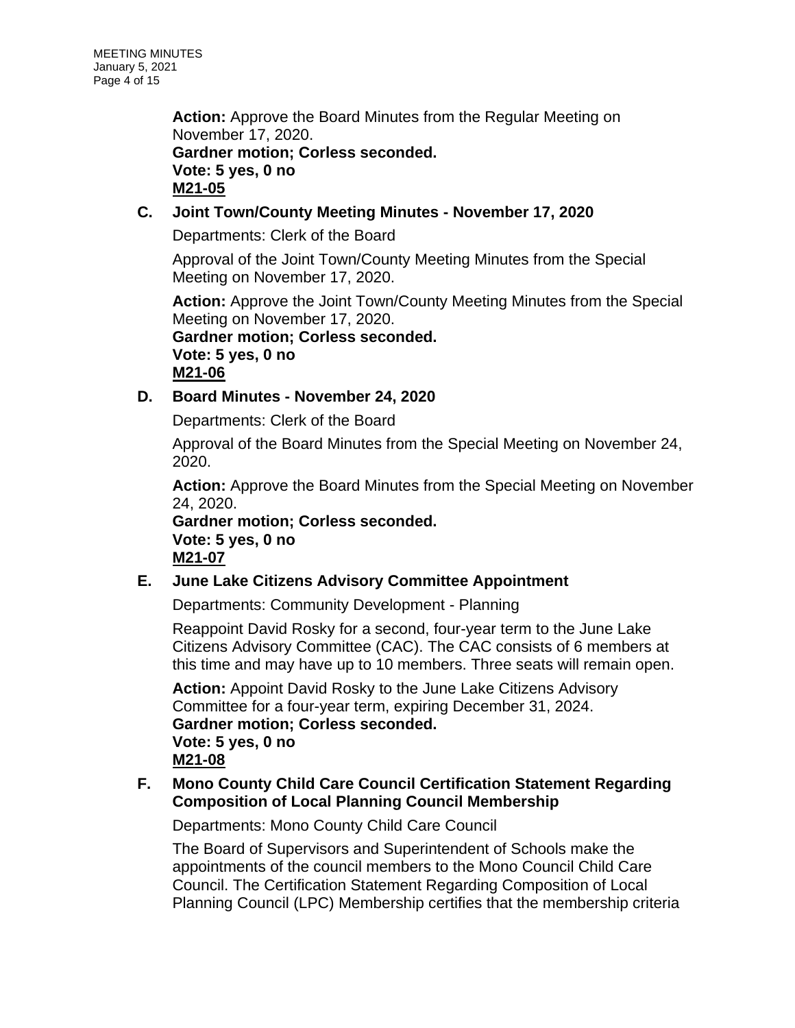**Action:** Approve the Board Minutes from the Regular Meeting on November 17, 2020.
**Gardner motion; Corless seconded.**
**Vote: 5 yes, 0 no**
**M21-05**

### C. Joint Town/County Meeting Minutes - November 17, 2020

Departments: Clerk of the Board

Approval of the Joint Town/County Meeting Minutes from the Special Meeting on November 17, 2020.

**Action:** Approve the Joint Town/County Meeting Minutes from the Special Meeting on November 17, 2020.
**Gardner motion; Corless seconded.**
**Vote: 5 yes, 0 no**
**M21-06**

### D. Board Minutes - November 24, 2020

Departments: Clerk of the Board

Approval of the Board Minutes from the Special Meeting on November 24, 2020.

**Action:** Approve the Board Minutes from the Special Meeting on November 24, 2020.
**Gardner motion; Corless seconded.**
**Vote: 5 yes, 0 no**
**M21-07**

### E. June Lake Citizens Advisory Committee Appointment

Departments: Community Development - Planning

Reappoint David Rosky for a second, four-year term to the June Lake Citizens Advisory Committee (CAC). The CAC consists of 6 members at this time and may have up to 10 members. Three seats will remain open.

**Action:** Appoint David Rosky to the June Lake Citizens Advisory Committee for a four-year term, expiring December 31, 2024.
**Gardner motion; Corless seconded.**
**Vote: 5 yes, 0 no**
**M21-08**

### F. Mono County Child Care Council Certification Statement Regarding Composition of Local Planning Council Membership

Departments: Mono County Child Care Council

The Board of Supervisors and Superintendent of Schools make the appointments of the council members to the Mono Council Child Care Council. The Certification Statement Regarding Composition of Local Planning Council (LPC) Membership certifies that the membership criteria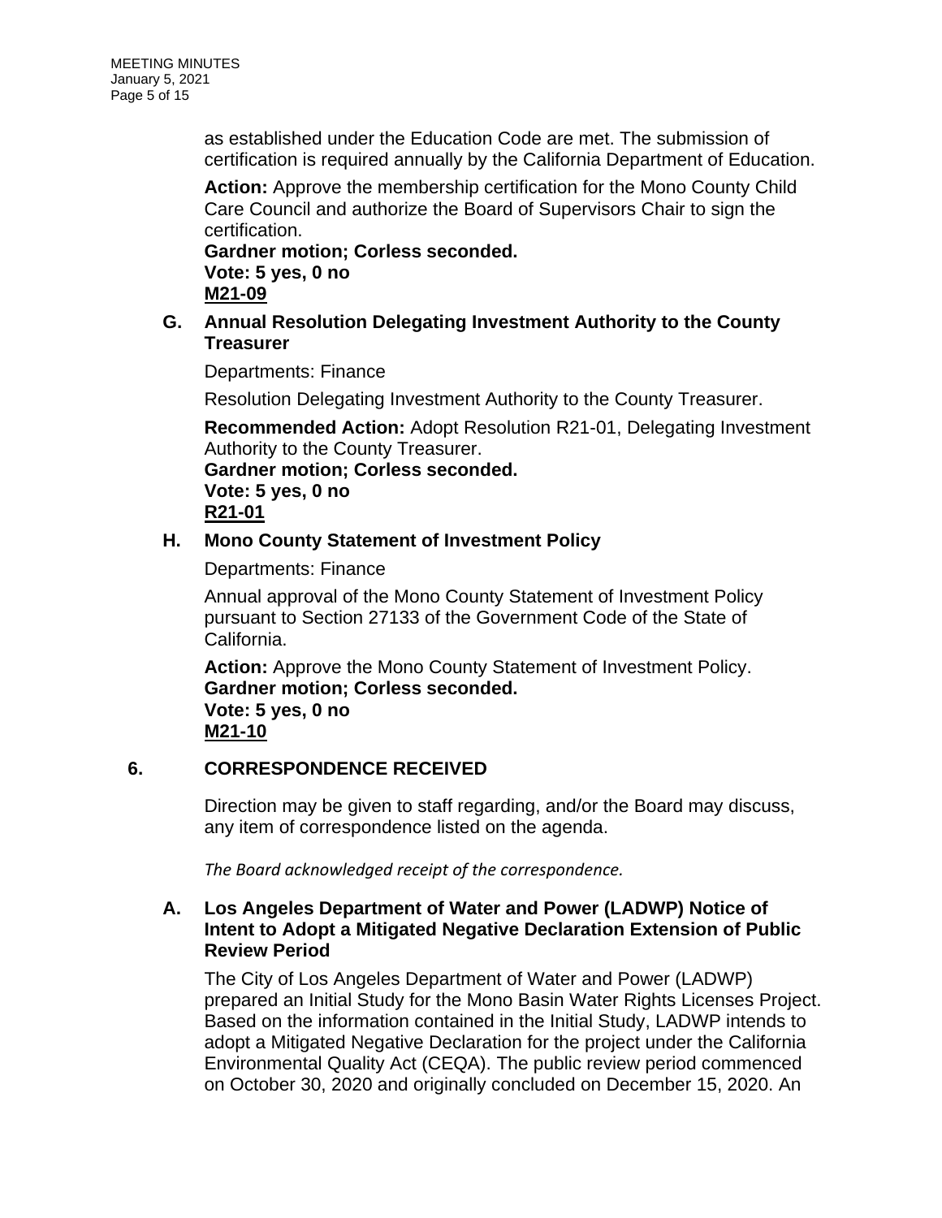as established under the Education Code are met. The submission of certification is required annually by the California Department of Education.

**Action:** Approve the membership certification for the Mono County Child Care Council and authorize the Board of Supervisors Chair to sign the certification.
**Gardner motion; Corless seconded.**
**Vote: 5 yes, 0 no**
**<u>M21-09</u>**

### G. Annual Resolution Delegating Investment Authority to the County Treasurer

Departments: Finance

Resolution Delegating Investment Authority to the County Treasurer.

**Recommended Action:** Adopt Resolution R21-01, Delegating Investment Authority to the County Treasurer.
**Gardner motion; Corless seconded.**
**Vote: 5 yes, 0 no**
**<u>R21-01</u>**

### H. Mono County Statement of Investment Policy

Departments: Finance

Annual approval of the Mono County Statement of Investment Policy pursuant to Section 27133 of the Government Code of the State of California.

**Action:** Approve the Mono County Statement of Investment Policy.
**Gardner motion; Corless seconded.**
**Vote: 5 yes, 0 no**
**<u>M21-10</u>**

## 6. CORRESPONDENCE RECEIVED

Direction may be given to staff regarding, and/or the Board may discuss, any item of correspondence listed on the agenda.

*The Board acknowledged receipt of the correspondence.*

### A. Los Angeles Department of Water and Power (LADWP) Notice of Intent to Adopt a Mitigated Negative Declaration Extension of Public Review Period

The City of Los Angeles Department of Water and Power (LADWP) prepared an Initial Study for the Mono Basin Water Rights Licenses Project. Based on the information contained in the Initial Study, LADWP intends to adopt a Mitigated Negative Declaration for the project under the California Environmental Quality Act (CEQA). The public review period commenced on October 30, 2020 and originally concluded on December 15, 2020. An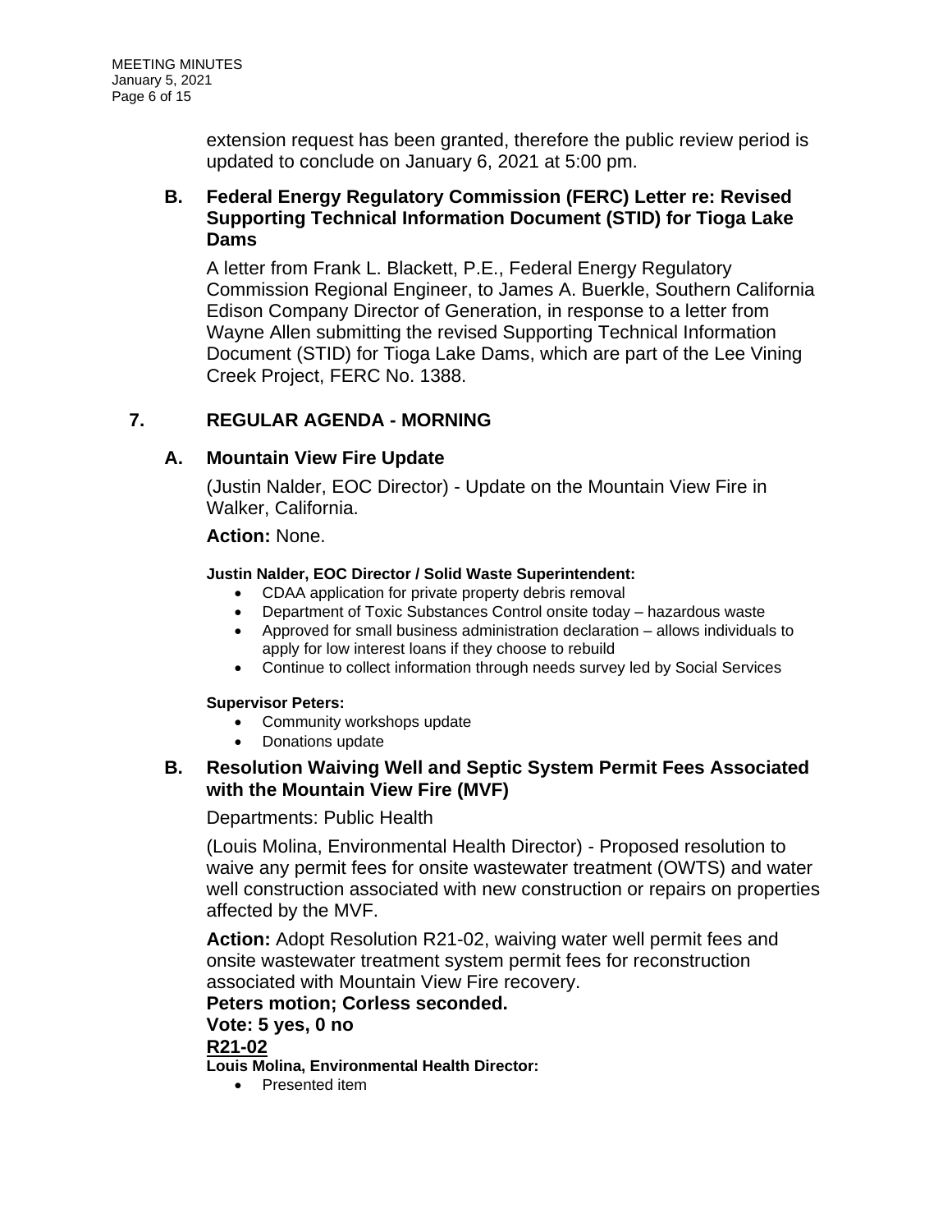extension request has been granted, therefore the public review period is updated to conclude on January 6, 2021 at 5:00 pm.

### B. Federal Energy Regulatory Commission (FERC) Letter re: Revised Supporting Technical Information Document (STID) for Tioga Lake Dams

A letter from Frank L. Blackett, P.E., Federal Energy Regulatory Commission Regional Engineer, to James A. Buerkle, Southern California Edison Company Director of Generation, in response to a letter from Wayne Allen submitting the revised Supporting Technical Information Document (STID) for Tioga Lake Dams, which are part of the Lee Vining Creek Project, FERC No. 1388.

## 7. REGULAR AGENDA - MORNING

### A. Mountain View Fire Update

(Justin Nalder, EOC Director) - Update on the Mountain View Fire in Walker, California.

**Action:** None.

**Justin Nalder, EOC Director / Solid Waste Superintendent:**

- CDAA application for private property debris removal
- Department of Toxic Substances Control onsite today – hazardous waste
- Approved for small business administration declaration – allows individuals to apply for low interest loans if they choose to rebuild
- Continue to collect information through needs survey led by Social Services

**Supervisor Peters:**

- Community workshops update
- Donations update

### B. Resolution Waiving Well and Septic System Permit Fees Associated with the Mountain View Fire (MVF)

Departments: Public Health

(Louis Molina, Environmental Health Director) - Proposed resolution to waive any permit fees for onsite wastewater treatment (OWTS) and water well construction associated with new construction or repairs on properties affected by the MVF.

**Action:** Adopt Resolution R21-02, waiving water well permit fees and onsite wastewater treatment system permit fees for reconstruction associated with Mountain View Fire recovery.

**Peters motion; Corless seconded.**

**Vote: 5 yes, 0 no**

**R21-02**

**Louis Molina, Environmental Health Director:**

- Presented item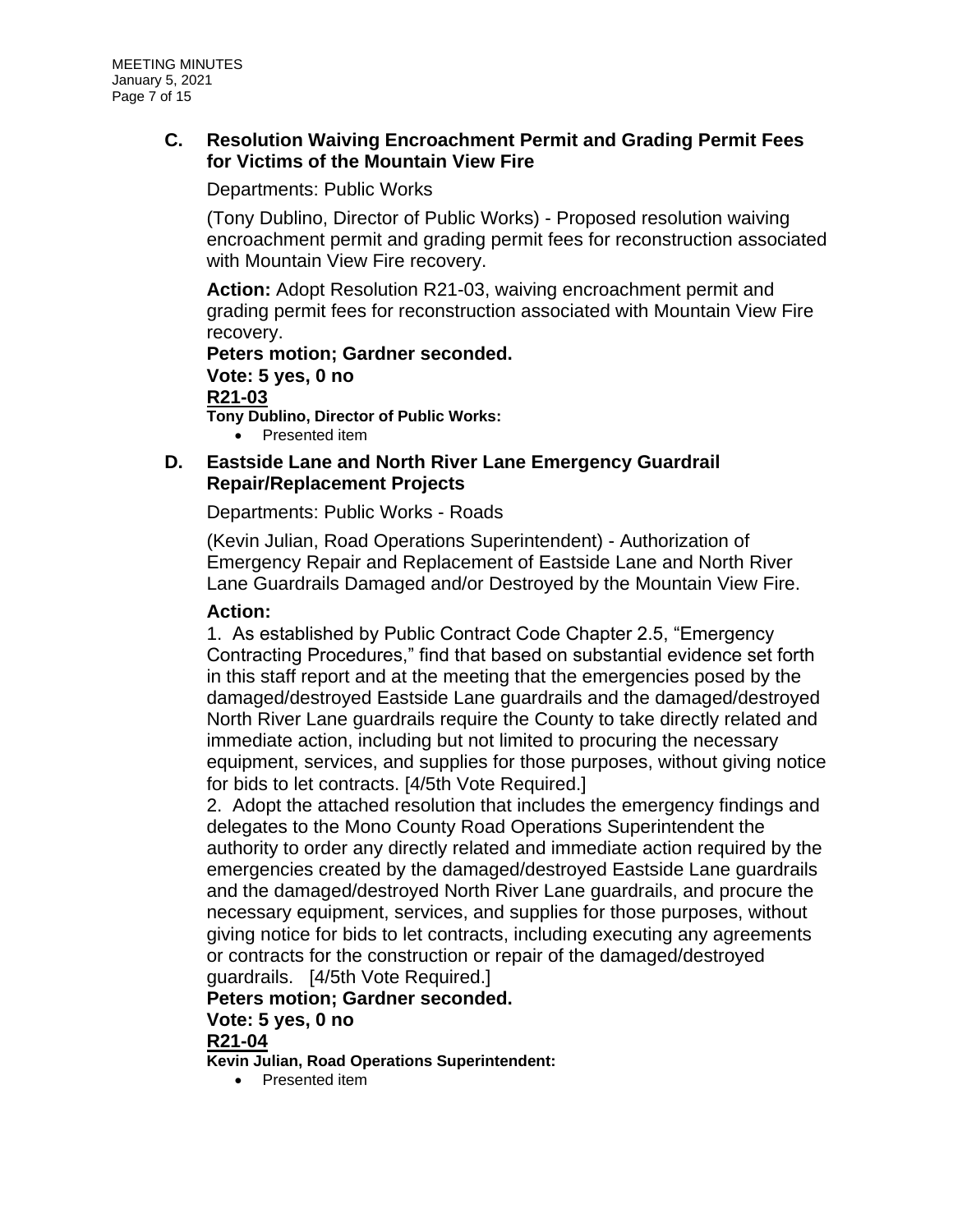### C. Resolution Waiving Encroachment Permit and Grading Permit Fees for Victims of the Mountain View Fire

Departments: Public Works

(Tony Dublino, Director of Public Works) - Proposed resolution waiving encroachment permit and grading permit fees for reconstruction associated with Mountain View Fire recovery.

**Action:** Adopt Resolution R21-03, waiving encroachment permit and grading permit fees for reconstruction associated with Mountain View Fire recovery.

**Peters motion; Gardner seconded.**
**Vote: 5 yes, 0 no**
**R21-03**

**Tony Dublino, Director of Public Works:**

- Presented item

### D. Eastside Lane and North River Lane Emergency Guardrail Repair/Replacement Projects

Departments: Public Works - Roads

(Kevin Julian, Road Operations Superintendent) - Authorization of Emergency Repair and Replacement of Eastside Lane and North River Lane Guardrails Damaged and/or Destroyed by the Mountain View Fire.

**Action:**

1. As established by Public Contract Code Chapter 2.5, "Emergency Contracting Procedures," find that based on substantial evidence set forth in this staff report and at the meeting that the emergencies posed by the damaged/destroyed Eastside Lane guardrails and the damaged/destroyed North River Lane guardrails require the County to take directly related and immediate action, including but not limited to procuring the necessary equipment, services, and supplies for those purposes, without giving notice for bids to let contracts. [4/5th Vote Required.]
2. Adopt the attached resolution that includes the emergency findings and delegates to the Mono County Road Operations Superintendent the authority to order any directly related and immediate action required by the emergencies created by the damaged/destroyed Eastside Lane guardrails and the damaged/destroyed North River Lane guardrails, and procure the necessary equipment, services, and supplies for those purposes, without giving notice for bids to let contracts, including executing any agreements or contracts for the construction or repair of the damaged/destroyed guardrails. [4/5th Vote Required.]

**Peters motion; Gardner seconded.**
**Vote: 5 yes, 0 no**
**R21-04**

**Kevin Julian, Road Operations Superintendent:**

- Presented item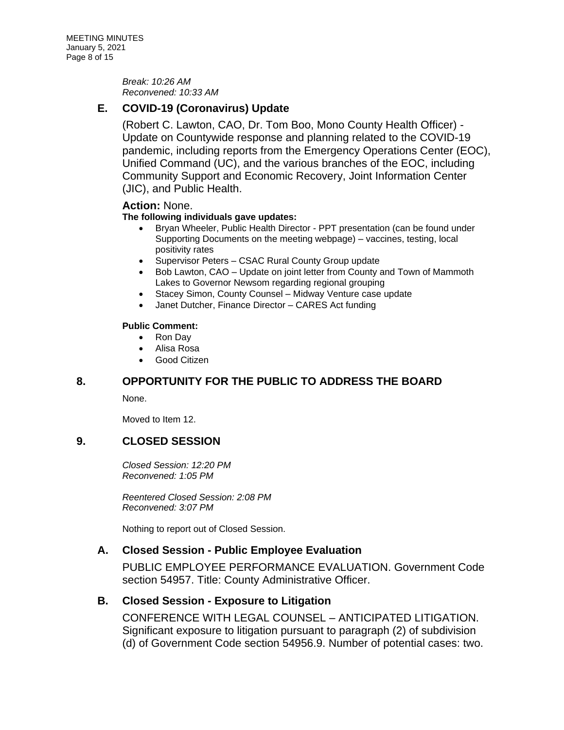*Break: 10:26 AM*
*Reconvened: 10:33 AM*

### E. COVID-19 (Coronavirus) Update

(Robert C. Lawton, CAO, Dr. Tom Boo, Mono County Health Officer) - Update on Countywide response and planning related to the COVID-19 pandemic, including reports from the Emergency Operations Center (EOC), Unified Command (UC), and the various branches of the EOC, including Community Support and Economic Recovery, Joint Information Center (JIC), and Public Health.

**Action:** None.

**The following individuals gave updates:**

- Bryan Wheeler, Public Health Director - PPT presentation (can be found under Supporting Documents on the meeting webpage) – vaccines, testing, local positivity rates
- Supervisor Peters – CSAC Rural County Group update
- Bob Lawton, CAO – Update on joint letter from County and Town of Mammoth Lakes to Governor Newsom regarding regional grouping
- Stacey Simon, County Counsel – Midway Venture case update
- Janet Dutcher, Finance Director – CARES Act funding

**Public Comment:**

- Ron Day
- Alisa Rosa
- Good Citizen

## 8. OPPORTUNITY FOR THE PUBLIC TO ADDRESS THE BOARD

None.

Moved to Item 12.

## 9. CLOSED SESSION

*Closed Session: 12:20 PM*
*Reconvened: 1:05 PM*

*Reentered Closed Session: 2:08 PM*
*Reconvened: 3:07 PM*

Nothing to report out of Closed Session.

### A. Closed Session - Public Employee Evaluation

PUBLIC EMPLOYEE PERFORMANCE EVALUATION. Government Code section 54957. Title: County Administrative Officer.

### B. Closed Session - Exposure to Litigation

CONFERENCE WITH LEGAL COUNSEL – ANTICIPATED LITIGATION. Significant exposure to litigation pursuant to paragraph (2) of subdivision (d) of Government Code section 54956.9. Number of potential cases: two.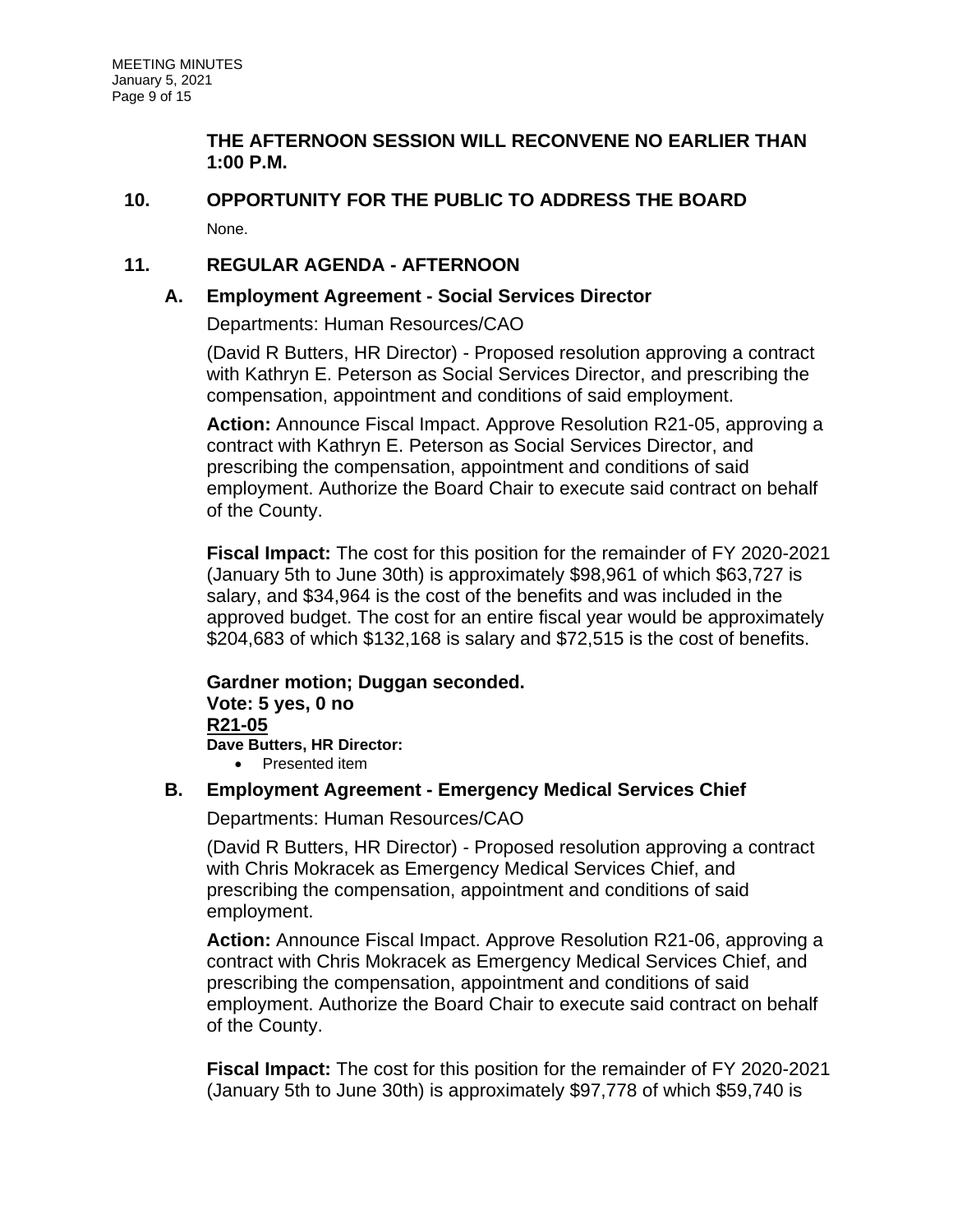**THE AFTERNOON SESSION WILL RECONVENE NO EARLIER THAN 1:00 P.M.**

## 10. OPPORTUNITY FOR THE PUBLIC TO ADDRESS THE BOARD

None.

## 11. REGULAR AGENDA - AFTERNOON

### A. Employment Agreement - Social Services Director

Departments: Human Resources/CAO

(David R Butters, HR Director) - Proposed resolution approving a contract with Kathryn E. Peterson as Social Services Director, and prescribing the compensation, appointment and conditions of said employment.

**Action:** Announce Fiscal Impact. Approve Resolution R21-05, approving a contract with Kathryn E. Peterson as Social Services Director, and prescribing the compensation, appointment and conditions of said employment. Authorize the Board Chair to execute said contract on behalf of the County.

**Fiscal Impact:** The cost for this position for the remainder of FY 2020-2021 (January 5th to June 30th) is approximately $98,961 of which $63,727 is salary, and $34,964 is the cost of the benefits and was included in the approved budget. The cost for an entire fiscal year would be approximately $204,683 of which $132,168 is salary and $72,515 is the cost of benefits.

**Gardner motion; Duggan seconded.**
**Vote: 5 yes, 0 no**
**R21-05**
**Dave Butters, HR Director:**

- Presented item

### B. Employment Agreement - Emergency Medical Services Chief

Departments: Human Resources/CAO

(David R Butters, HR Director) - Proposed resolution approving a contract with Chris Mokracek as Emergency Medical Services Chief, and prescribing the compensation, appointment and conditions of said employment.

**Action:** Announce Fiscal Impact. Approve Resolution R21-06, approving a contract with Chris Mokracek as Emergency Medical Services Chief, and prescribing the compensation, appointment and conditions of said employment. Authorize the Board Chair to execute said contract on behalf of the County.

**Fiscal Impact:** The cost for this position for the remainder of FY 2020-2021 (January 5th to June 30th) is approximately $97,778 of which $59,740 is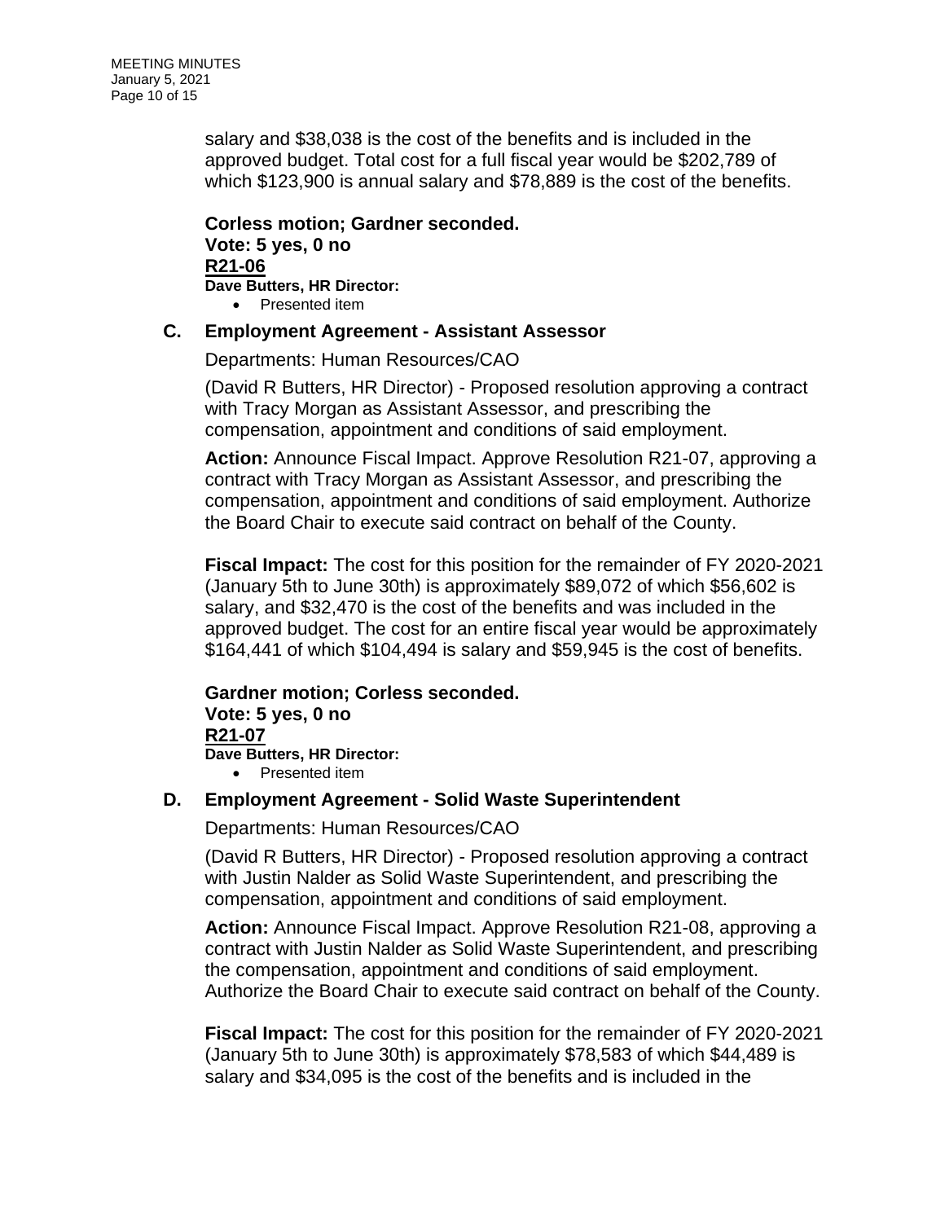salary and $38,038 is the cost of the benefits and is included in the approved budget. Total cost for a full fiscal year would be $202,789 of which $123,900 is annual salary and $78,889 is the cost of the benefits.

**Corless motion; Gardner seconded.**
**Vote: 5 yes, 0 no**
**R21-06**
**Dave Butters, HR Director:**

- Presented item

### C. Employment Agreement - Assistant Assessor

Departments: Human Resources/CAO

(David R Butters, HR Director) - Proposed resolution approving a contract with Tracy Morgan as Assistant Assessor, and prescribing the compensation, appointment and conditions of said employment.

**Action:** Announce Fiscal Impact. Approve Resolution R21-07, approving a contract with Tracy Morgan as Assistant Assessor, and prescribing the compensation, appointment and conditions of said employment. Authorize the Board Chair to execute said contract on behalf of the County.

**Fiscal Impact:** The cost for this position for the remainder of FY 2020-2021 (January 5th to June 30th) is approximately $89,072 of which $56,602 is salary, and $32,470 is the cost of the benefits and was included in the approved budget. The cost for an entire fiscal year would be approximately $164,441 of which $104,494 is salary and $59,945 is the cost of benefits.

**Gardner motion; Corless seconded.**
**Vote: 5 yes, 0 no**
**R21-07**
**Dave Butters, HR Director:**

- Presented item

### D. Employment Agreement - Solid Waste Superintendent

Departments: Human Resources/CAO

(David R Butters, HR Director) - Proposed resolution approving a contract with Justin Nalder as Solid Waste Superintendent, and prescribing the compensation, appointment and conditions of said employment.

**Action:** Announce Fiscal Impact. Approve Resolution R21-08, approving a contract with Justin Nalder as Solid Waste Superintendent, and prescribing the compensation, appointment and conditions of said employment. Authorize the Board Chair to execute said contract on behalf of the County.

**Fiscal Impact:** The cost for this position for the remainder of FY 2020-2021 (January 5th to June 30th) is approximately $78,583 of which $44,489 is salary and $34,095 is the cost of the benefits and is included in the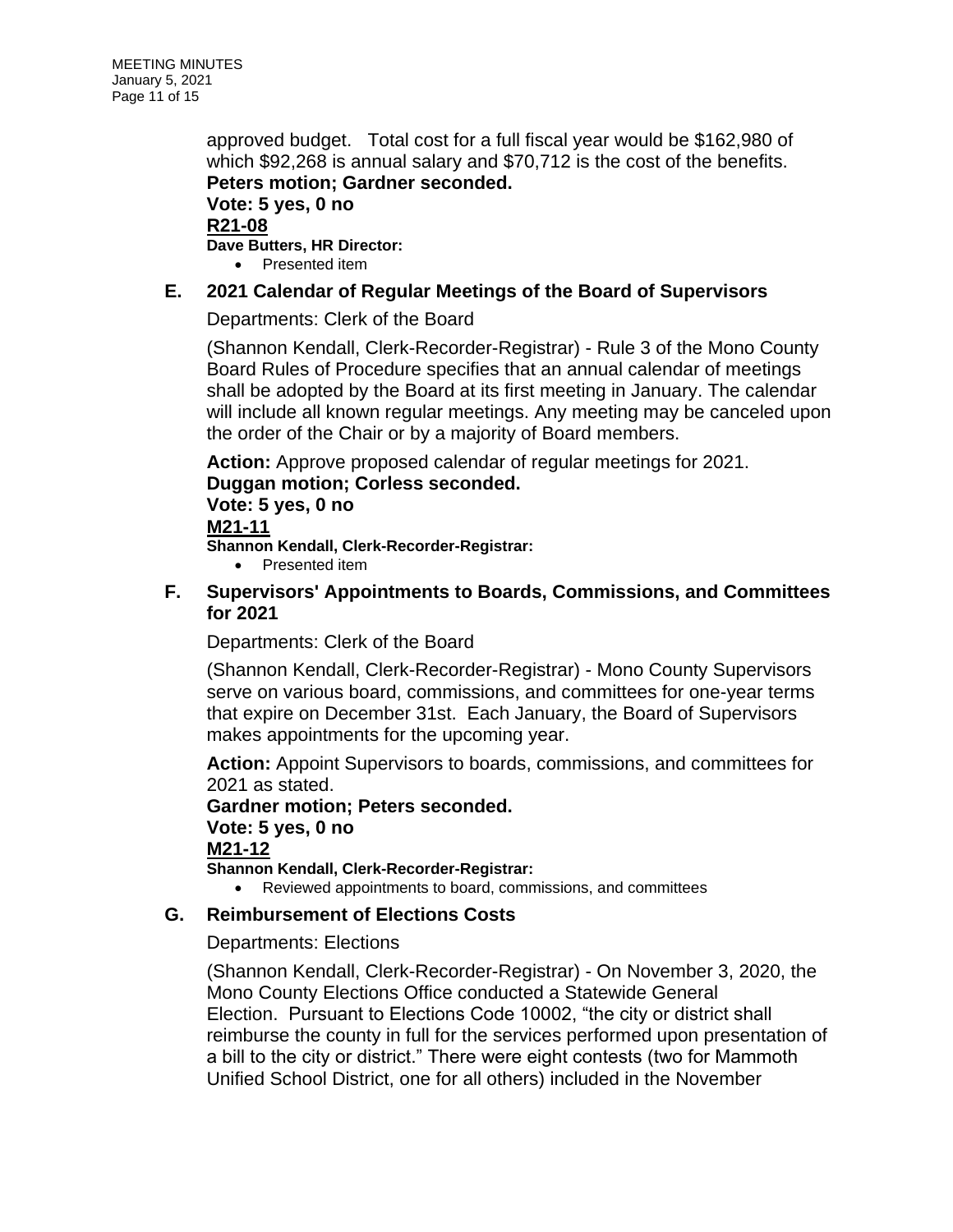approved budget. Total cost for a full fiscal year would be $162,980 of which $92,268 is annual salary and $70,712 is the cost of the benefits.
**Peters motion; Gardner seconded.**
**Vote: 5 yes, 0 no**
**R21-08**
**Dave Butters, HR Director:**

- Presented item

## E. 2021 Calendar of Regular Meetings of the Board of Supervisors

Departments: Clerk of the Board

(Shannon Kendall, Clerk-Recorder-Registrar) - Rule 3 of the Mono County Board Rules of Procedure specifies that an annual calendar of meetings shall be adopted by the Board at its first meeting in January. The calendar will include all known regular meetings. Any meeting may be canceled upon the order of the Chair or by a majority of Board members.

**Action:** Approve proposed calendar of regular meetings for 2021.
**Duggan motion; Corless seconded.**
**Vote: 5 yes, 0 no**
**M21-11**
**Shannon Kendall, Clerk-Recorder-Registrar:**

- Presented item

## F. Supervisors' Appointments to Boards, Commissions, and Committees for 2021

Departments: Clerk of the Board

(Shannon Kendall, Clerk-Recorder-Registrar) - Mono County Supervisors serve on various board, commissions, and committees for one-year terms that expire on December 31st. Each January, the Board of Supervisors makes appointments for the upcoming year.

**Action:** Appoint Supervisors to boards, commissions, and committees for 2021 as stated.
**Gardner motion; Peters seconded.**
**Vote: 5 yes, 0 no**
**M21-12**
**Shannon Kendall, Clerk-Recorder-Registrar:**

- Reviewed appointments to board, commissions, and committees

## G. Reimbursement of Elections Costs

Departments: Elections

(Shannon Kendall, Clerk-Recorder-Registrar) - On November 3, 2020, the Mono County Elections Office conducted a Statewide General Election. Pursuant to Elections Code 10002, "the city or district shall reimburse the county in full for the services performed upon presentation of a bill to the city or district." There were eight contests (two for Mammoth Unified School District, one for all others) included in the November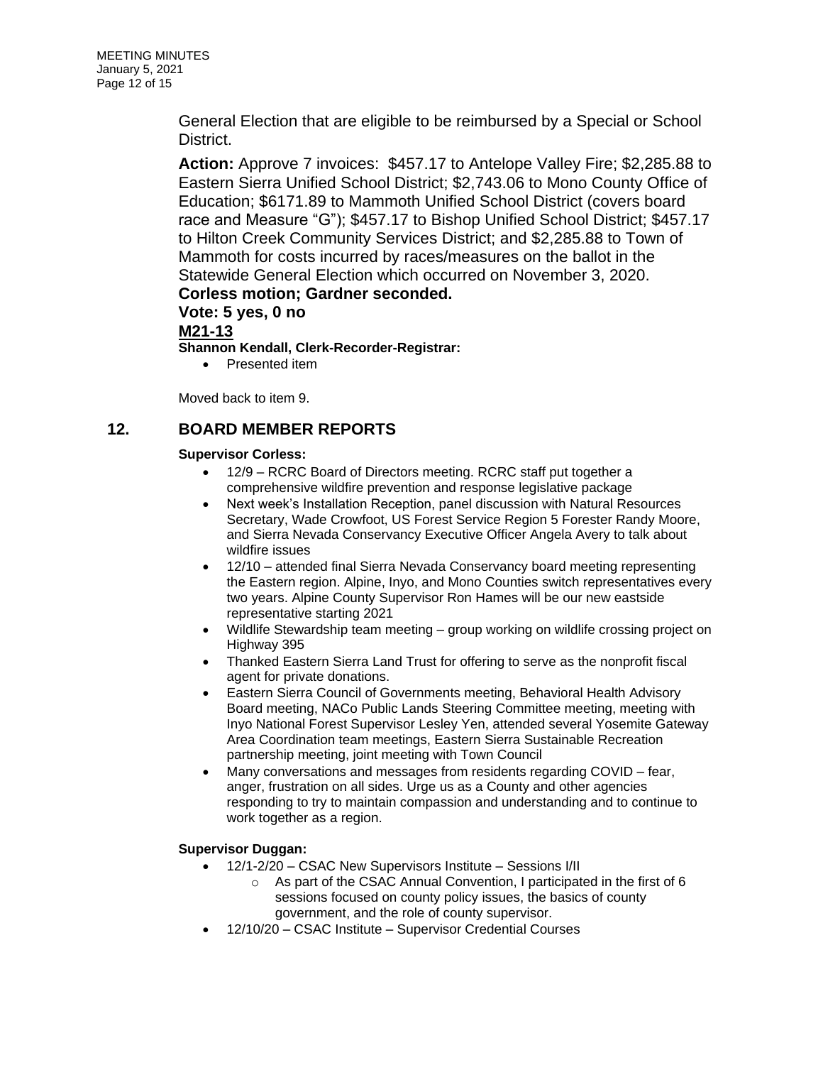General Election that are eligible to be reimbursed by a Special or School District.

**Action:** Approve 7 invoices: $457.17 to Antelope Valley Fire; $2,285.88 to Eastern Sierra Unified School District; $2,743.06 to Mono County Office of Education; $6171.89 to Mammoth Unified School District (covers board race and Measure "G"); $457.17 to Bishop Unified School District; $457.17 to Hilton Creek Community Services District; and $2,285.88 to Town of Mammoth for costs incurred by races/measures on the ballot in the Statewide General Election which occurred on November 3, 2020.
**Corless motion; Gardner seconded.**
**Vote: 5 yes, 0 no**
**M21-13**

**Shannon Kendall, Clerk-Recorder-Registrar:**

- Presented item

Moved back to item 9.

## 12. BOARD MEMBER REPORTS

**Supervisor Corless:**

- 12/9 – RCRC Board of Directors meeting. RCRC staff put together a comprehensive wildfire prevention and response legislative package
- Next week's Installation Reception, panel discussion with Natural Resources Secretary, Wade Crowfoot, US Forest Service Region 5 Forester Randy Moore, and Sierra Nevada Conservancy Executive Officer Angela Avery to talk about wildfire issues
- 12/10 – attended final Sierra Nevada Conservancy board meeting representing the Eastern region. Alpine, Inyo, and Mono Counties switch representatives every two years. Alpine County Supervisor Ron Hames will be our new eastside representative starting 2021
- Wildlife Stewardship team meeting – group working on wildlife crossing project on Highway 395
- Thanked Eastern Sierra Land Trust for offering to serve as the nonprofit fiscal agent for private donations.
- Eastern Sierra Council of Governments meeting, Behavioral Health Advisory Board meeting, NACo Public Lands Steering Committee meeting, meeting with Inyo National Forest Supervisor Lesley Yen, attended several Yosemite Gateway Area Coordination team meetings, Eastern Sierra Sustainable Recreation partnership meeting, joint meeting with Town Council
- Many conversations and messages from residents regarding COVID – fear, anger, frustration on all sides. Urge us as a County and other agencies responding to try to maintain compassion and understanding and to continue to work together as a region.

**Supervisor Duggan:**

- 12/1-2/20 – CSAC New Supervisors Institute – Sessions I/II
  - As part of the CSAC Annual Convention, I participated in the first of 6 sessions focused on county policy issues, the basics of county government, and the role of county supervisor.
- 12/10/20 – CSAC Institute – Supervisor Credential Courses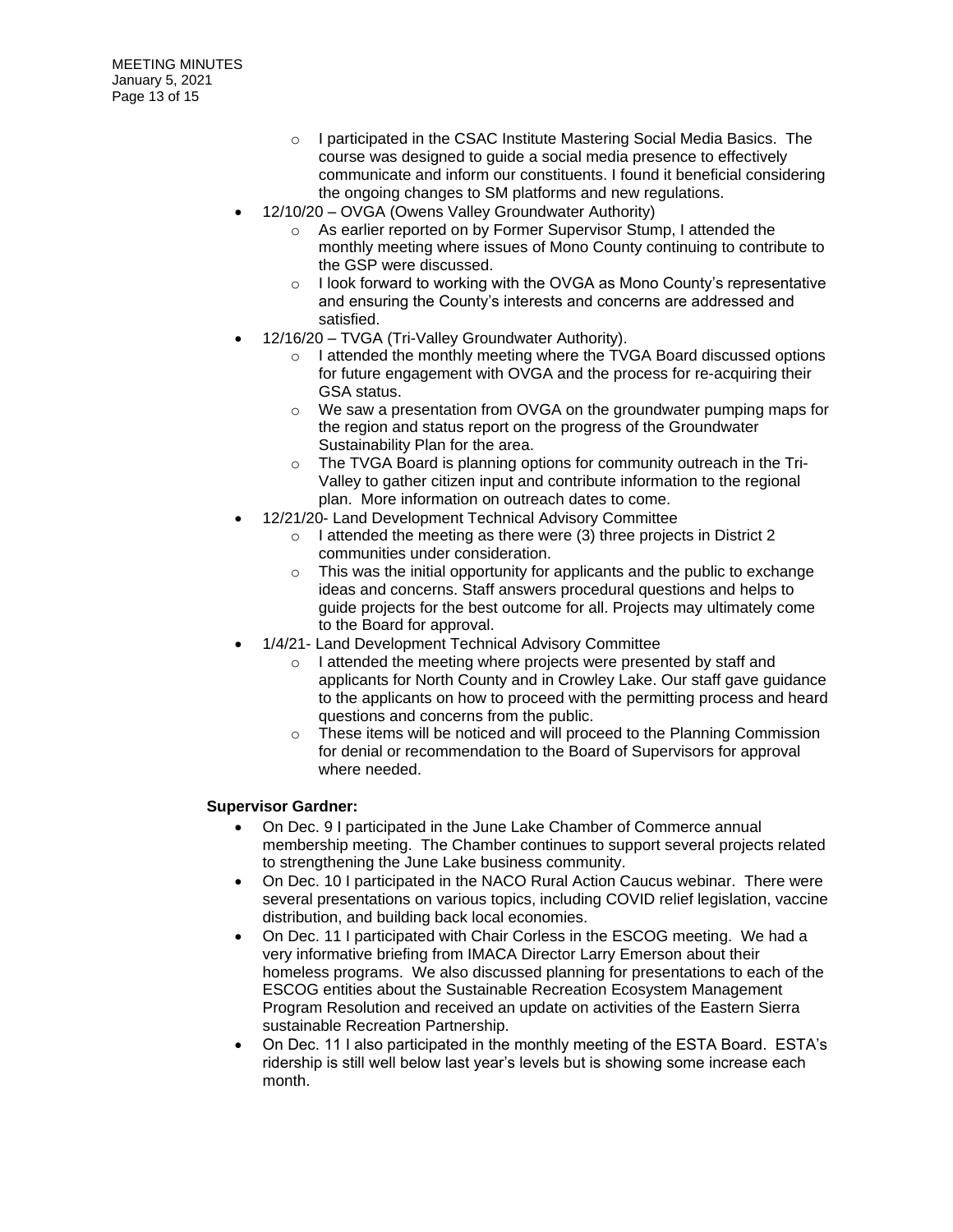- I participated in the CSAC Institute Mastering Social Media Basics. The course was designed to guide a social media presence to effectively communicate and inform our constituents. I found it beneficial considering the ongoing changes to SM platforms and new regulations.
- 12/10/20 – OVGA (Owens Valley Groundwater Authority)
  - As earlier reported on by Former Supervisor Stump, I attended the monthly meeting where issues of Mono County continuing to contribute to the GSP were discussed.
  - I look forward to working with the OVGA as Mono County's representative and ensuring the County's interests and concerns are addressed and satisfied.
- 12/16/20 – TVGA (Tri-Valley Groundwater Authority).
  - I attended the monthly meeting where the TVGA Board discussed options for future engagement with OVGA and the process for re-acquiring their GSA status.
  - We saw a presentation from OVGA on the groundwater pumping maps for the region and status report on the progress of the Groundwater Sustainability Plan for the area.
  - The TVGA Board is planning options for community outreach in the Tri-Valley to gather citizen input and contribute information to the regional plan. More information on outreach dates to come.
- 12/21/20- Land Development Technical Advisory Committee
  - I attended the meeting as there were (3) three projects in District 2 communities under consideration.
  - This was the initial opportunity for applicants and the public to exchange ideas and concerns. Staff answers procedural questions and helps to guide projects for the best outcome for all. Projects may ultimately come to the Board for approval.
- 1/4/21- Land Development Technical Advisory Committee
  - I attended the meeting where projects were presented by staff and applicants for North County and in Crowley Lake. Our staff gave guidance to the applicants on how to proceed with the permitting process and heard questions and concerns from the public.
  - These items will be noticed and will proceed to the Planning Commission for denial or recommendation to the Board of Supervisors for approval where needed.

**Supervisor Gardner:**

- On Dec. 9 I participated in the June Lake Chamber of Commerce annual membership meeting. The Chamber continues to support several projects related to strengthening the June Lake business community.
- On Dec. 10 I participated in the NACO Rural Action Caucus webinar. There were several presentations on various topics, including COVID relief legislation, vaccine distribution, and building back local economies.
- On Dec. 11 I participated with Chair Corless in the ESCOG meeting. We had a very informative briefing from IMACA Director Larry Emerson about their homeless programs. We also discussed planning for presentations to each of the ESCOG entities about the Sustainable Recreation Ecosystem Management Program Resolution and received an update on activities of the Eastern Sierra sustainable Recreation Partnership.
- On Dec. 11 I also participated in the monthly meeting of the ESTA Board. ESTA's ridership is still well below last year's levels but is showing some increase each month.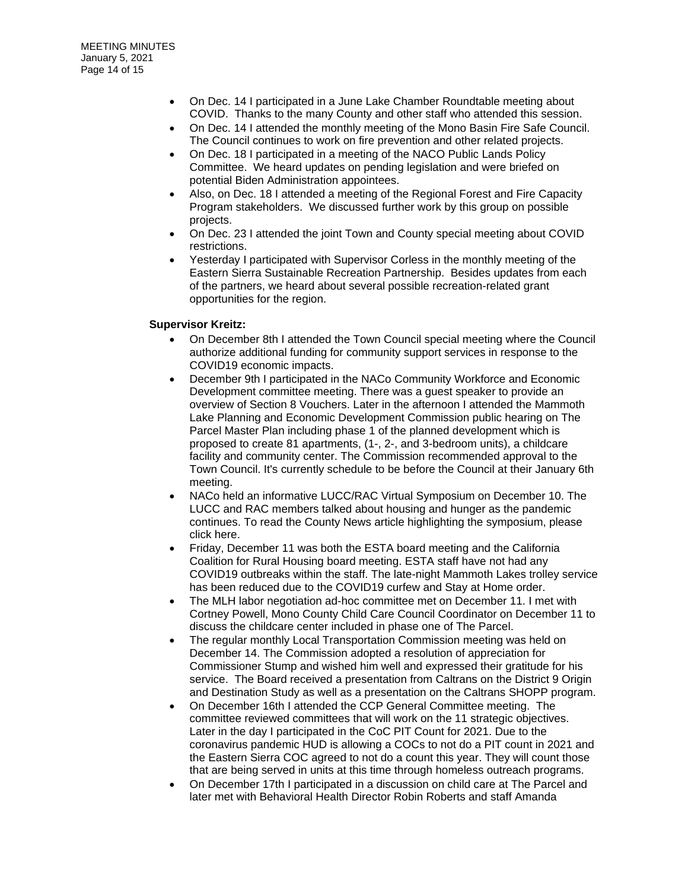- On Dec. 14 I participated in a June Lake Chamber Roundtable meeting about COVID. Thanks to the many County and other staff who attended this session.
- On Dec. 14 I attended the monthly meeting of the Mono Basin Fire Safe Council. The Council continues to work on fire prevention and other related projects.
- On Dec. 18 I participated in a meeting of the NACO Public Lands Policy Committee. We heard updates on pending legislation and were briefed on potential Biden Administration appointees.
- Also, on Dec. 18 I attended a meeting of the Regional Forest and Fire Capacity Program stakeholders. We discussed further work by this group on possible projects.
- On Dec. 23 I attended the joint Town and County special meeting about COVID restrictions.
- Yesterday I participated with Supervisor Corless in the monthly meeting of the Eastern Sierra Sustainable Recreation Partnership. Besides updates from each of the partners, we heard about several possible recreation-related grant opportunities for the region.

**Supervisor Kreitz:**

- On December 8th I attended the Town Council special meeting where the Council authorize additional funding for community support services in response to the COVID19 economic impacts.
- December 9th I participated in the NACo Community Workforce and Economic Development committee meeting. There was a guest speaker to provide an overview of Section 8 Vouchers. Later in the afternoon I attended the Mammoth Lake Planning and Economic Development Commission public hearing on The Parcel Master Plan including phase 1 of the planned development which is proposed to create 81 apartments, (1-, 2-, and 3-bedroom units), a childcare facility and community center. The Commission recommended approval to the Town Council. It's currently schedule to be before the Council at their January 6th meeting.
- NACo held an informative LUCC/RAC Virtual Symposium on December 10. The LUCC and RAC members talked about housing and hunger as the pandemic continues. To read the County News article highlighting the symposium, please click here.
- Friday, December 11 was both the ESTA board meeting and the California Coalition for Rural Housing board meeting. ESTA staff have not had any COVID19 outbreaks within the staff. The late-night Mammoth Lakes trolley service has been reduced due to the COVID19 curfew and Stay at Home order.
- The MLH labor negotiation ad-hoc committee met on December 11. I met with Cortney Powell, Mono County Child Care Council Coordinator on December 11 to discuss the childcare center included in phase one of The Parcel.
- The regular monthly Local Transportation Commission meeting was held on December 14. The Commission adopted a resolution of appreciation for Commissioner Stump and wished him well and expressed their gratitude for his service. The Board received a presentation from Caltrans on the District 9 Origin and Destination Study as well as a presentation on the Caltrans SHOPP program.
- On December 16th I attended the CCP General Committee meeting. The committee reviewed committees that will work on the 11 strategic objectives. Later in the day I participated in the CoC PIT Count for 2021. Due to the coronavirus pandemic HUD is allowing a COCs to not do a PIT count in 2021 and the Eastern Sierra COC agreed to not do a count this year. They will count those that are being served in units at this time through homeless outreach programs.
- On December 17th I participated in a discussion on child care at The Parcel and later met with Behavioral Health Director Robin Roberts and staff Amanda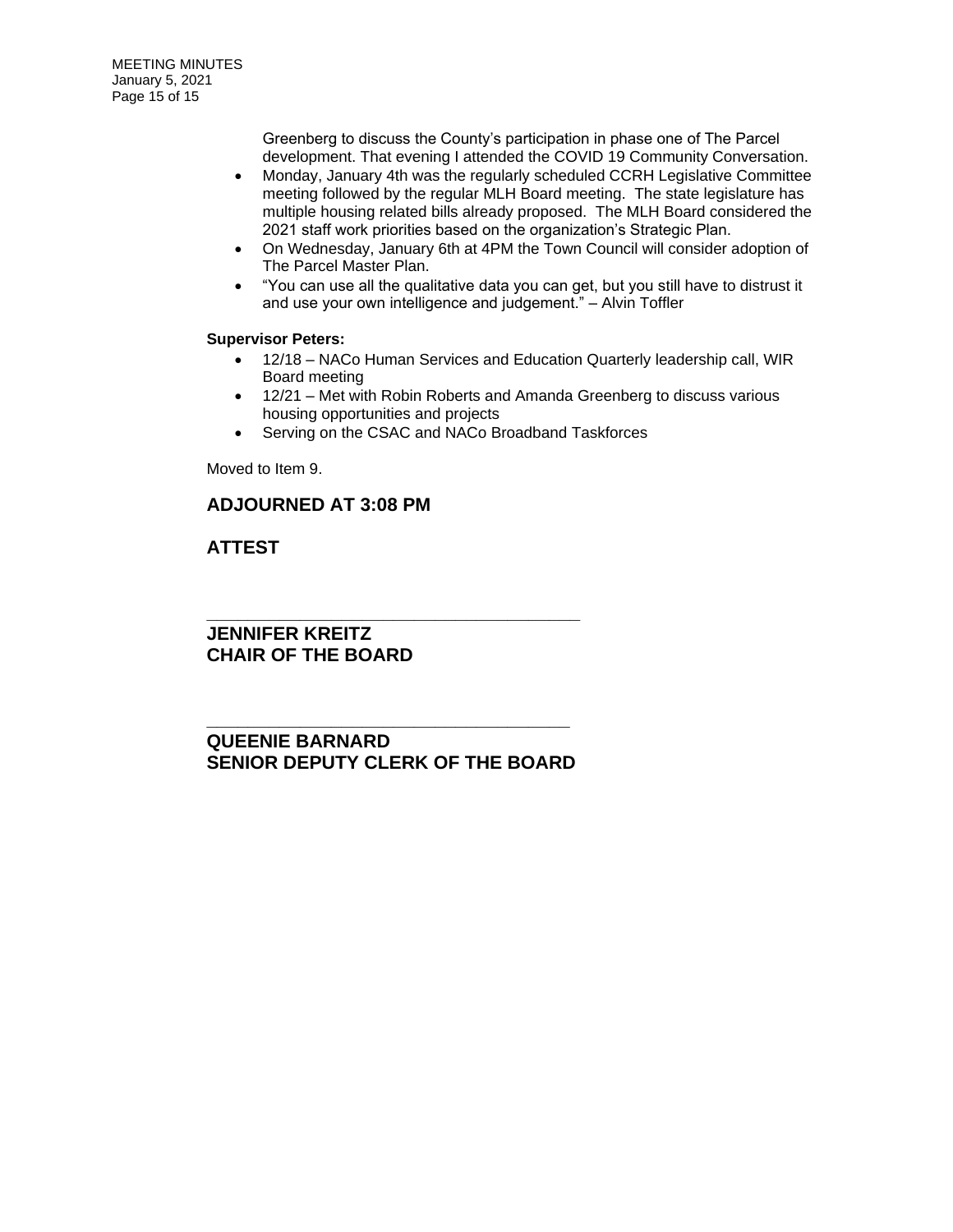Greenberg to discuss the County's participation in phase one of The Parcel development. That evening I attended the COVID 19 Community Conversation.

- Monday, January 4th was the regularly scheduled CCRH Legislative Committee meeting followed by the regular MLH Board meeting. The state legislature has multiple housing related bills already proposed. The MLH Board considered the 2021 staff work priorities based on the organization's Strategic Plan.
- On Wednesday, January 6th at 4PM the Town Council will consider adoption of The Parcel Master Plan.
- "You can use all the qualitative data you can get, but you still have to distrust it and use your own intelligence and judgement." – Alvin Toffler

**Supervisor Peters:**

- 12/18 – NACo Human Services and Education Quarterly leadership call, WIR Board meeting
- 12/21 – Met with Robin Roberts and Amanda Greenberg to discuss various housing opportunities and projects
- Serving on the CSAC and NACo Broadband Taskforces

Moved to Item 9.

## ADJOURNED AT 3:08 PM

## ATTEST

\_\_\_\_\_\_\_\_\_\_\_\_\_\_\_\_\_\_\_\_\_\_\_\_\_\_\_\_\_\_\_\_\_\_\_\_\_\_\_\_

**JENNIFER KREITZ**
**CHAIR OF THE BOARD**

\_\_\_\_\_\_\_\_\_\_\_\_\_\_\_\_\_\_\_\_\_\_\_\_\_\_\_\_\_\_\_\_\_\_\_\_\_\_\_\_

**QUEENIE BARNARD**
**SENIOR DEPUTY CLERK OF THE BOARD**